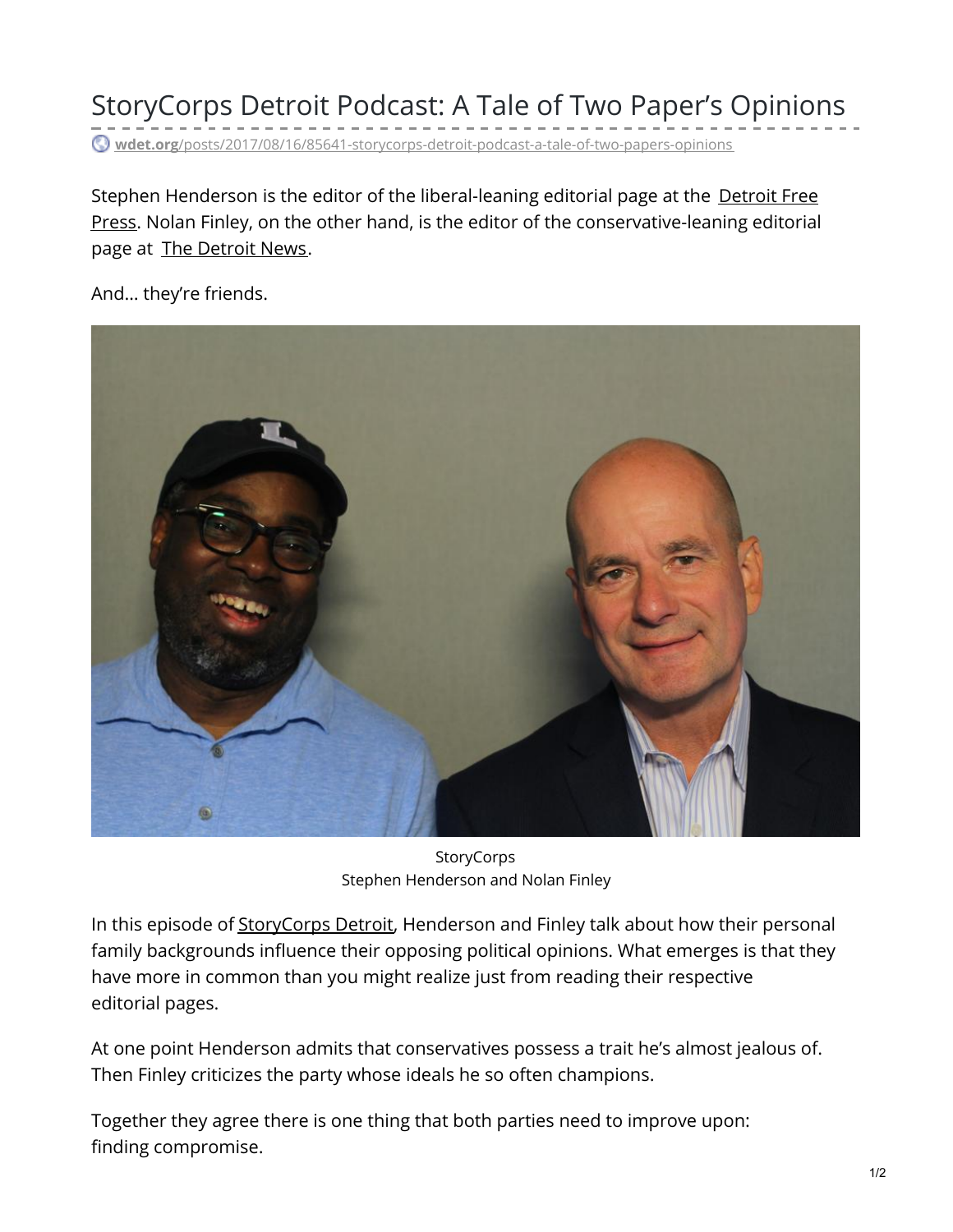# StoryCorps Detroit Podcast: A Tale of Two Paper's Opinions

**wdet.org**/posts/2017/08/16/85641-storycorps-detroit-podcast-a-tale-of-two-papers-opinions

Stephen Henderson is the editor of the liberal-leaning editorial page at the Detroit Free Press. Nolan Finley, on the other hand, is the editor of the conservative-leaning editorial page at The Detroit News.

And… they're friends.

StoryCorps
Stephen Henderson and Nolan Finley

In this episode of StoryCorps Detroit, Henderson and Finley talk about how their personal family backgrounds influence their opposing political opinions. What emerges is that they have more in common than you might realize just from reading their respective editorial pages.

At one point Henderson admits that conservatives possess a trait he's almost jealous of. Then Finley criticizes the party whose ideals he so often champions.

Together they agree there is one thing that both parties need to improve upon: finding compromise.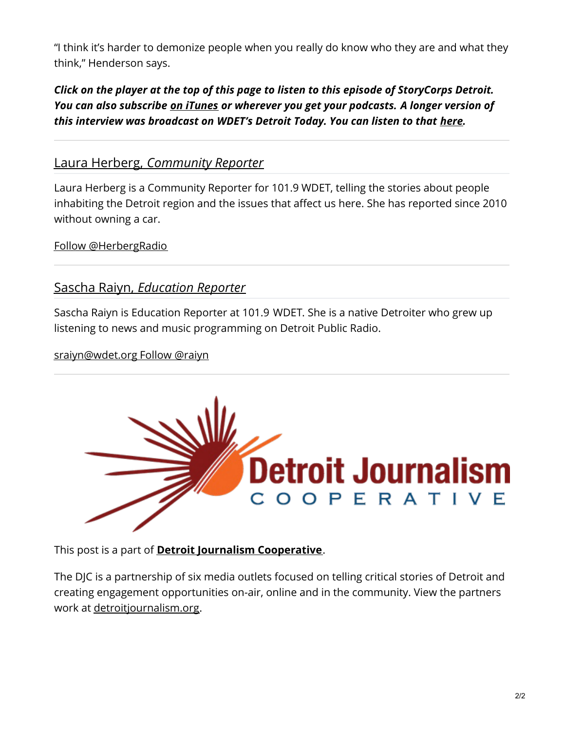"I think it's harder to demonize people when you really do know who they are and what they think," Henderson says.

***Click on the player at the top of this page to listen to this episode of StoryCorps Detroit. You can also subscribe on iTunes or wherever you get your podcasts. A longer version of this interview was broadcast on WDET's Detroit Today. You can listen to that here.***

---

## Laura Herberg, *Community Reporter*

Laura Herberg is a Community Reporter for 101.9 WDET, telling the stories about people inhabiting the Detroit region and the issues that affect us here. She has reported since 2010 without owning a car.

Follow @HerbergRadio

---

## Sascha Raiyn, *Education Reporter*

Sascha Raiyn is Education Reporter at 101.9 WDET. She is a native Detroiter who grew up listening to news and music programming on Detroit Public Radio.

sraiyn@wdet.org Follow @raiyn

---

Detroit Journalism COOPERATIVE

This post is a part of **Detroit Journalism Cooperative**.

The DJC is a partnership of six media outlets focused on telling critical stories of Detroit and creating engagement opportunities on-air, online and in the community. View the partners work at detroitjournalism.org.